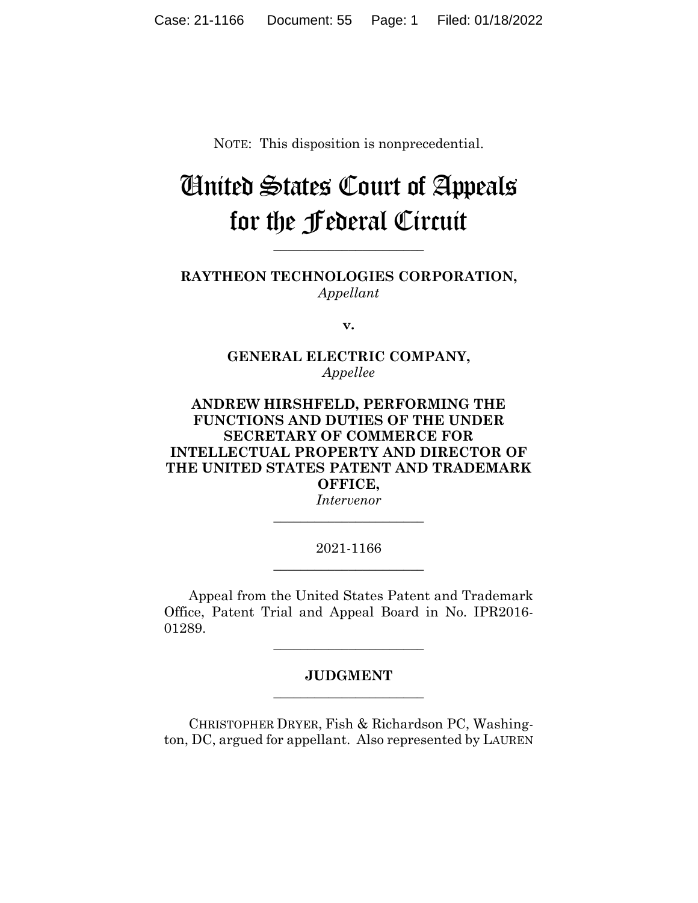NOTE: This disposition is nonprecedential.

# United States Court of Appeals for the Federal Circuit

---

**RAYTHEON TECHNOLOGIES CORPORATION,**
*Appellant*

**v.**

**GENERAL ELECTRIC COMPANY,**
*Appellee*

**ANDREW HIRSHFELD, PERFORMING THE FUNCTIONS AND DUTIES OF THE UNDER SECRETARY OF COMMERCE FOR INTELLECTUAL PROPERTY AND DIRECTOR OF THE UNITED STATES PATENT AND TRADEMARK OFFICE,**
*Intervenor*

---

2021-1166

---

Appeal from the United States Patent and Trademark Office, Patent Trial and Appeal Board in No. IPR2016-01289.

---

**JUDGMENT**

---

CHRISTOPHER DRYER, Fish & Richardson PC, Washington, DC, argued for appellant. Also represented by LAUREN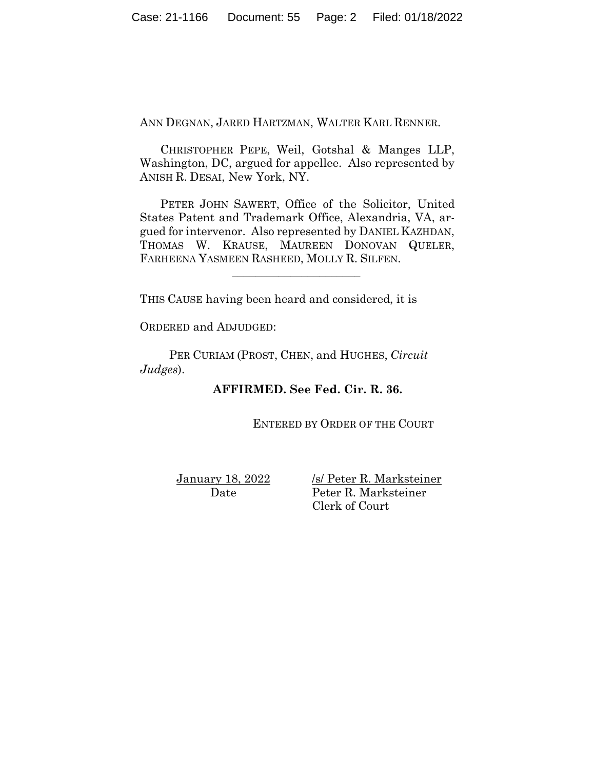ANN DEGNAN, JARED HARTZMAN, WALTER KARL RENNER.

CHRISTOPHER PEPE, Weil, Gotshal & Manges LLP, Washington, DC, argued for appellee. Also represented by ANISH R. DESAI, New York, NY.

PETER JOHN SAWERT, Office of the Solicitor, United States Patent and Trademark Office, Alexandria, VA, argued for intervenor. Also represented by DANIEL KAZHDAN, THOMAS W. KRAUSE, MAUREEN DONOVAN QUELER, FARHEENA YASMEEN RASHEED, MOLLY R. SILFEN.

---

THIS CAUSE having been heard and considered, it is

ORDERED and ADJUDGED:

PER CURIAM (PROST, CHEN, and HUGHES, *Circuit Judges*).

**AFFIRMED. See Fed. Cir. R. 36.**

ENTERED BY ORDER OF THE COURT

January 18, 2022
Date

/s/ Peter R. Marksteiner
Peter R. Marksteiner
Clerk of Court